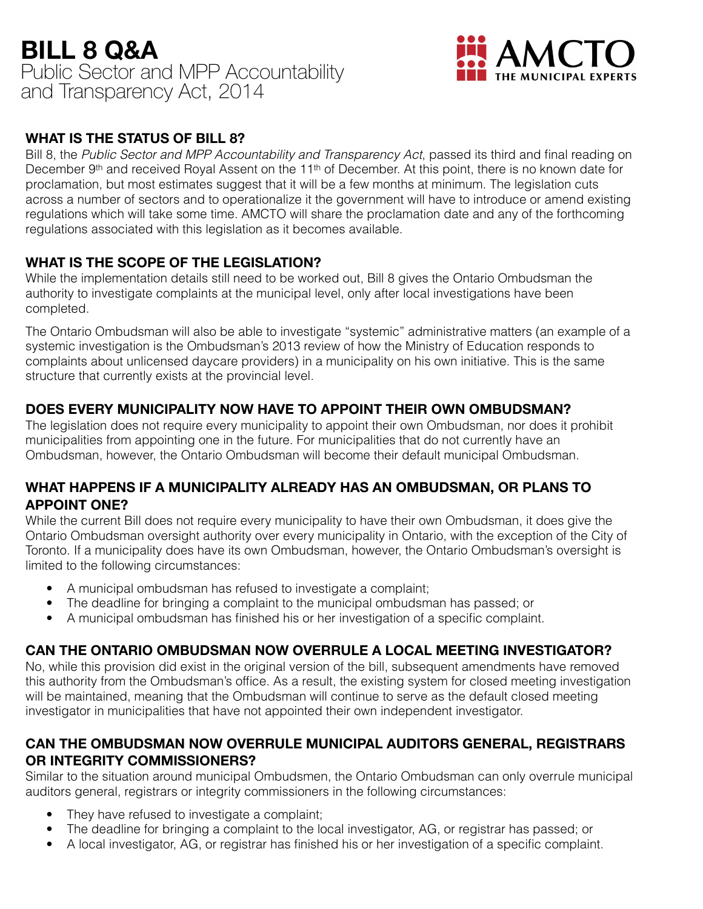# BILL 8 Q&A

Public Sector and MPP Accountability and Transparency Act, 2014

AMCTO THE MUNICIPAL EXPERTS

## WHAT IS THE STATUS OF BILL 8?

Bill 8, the *Public Sector and MPP Accountability and Transparency Act*, passed its third and final reading on December 9th and received Royal Assent on the 11th of December. At this point, there is no known date for proclamation, but most estimates suggest that it will be a few months at minimum. The legislation cuts across a number of sectors and to operationalize it the government will have to introduce or amend existing regulations which will take some time. AMCTO will share the proclamation date and any of the forthcoming regulations associated with this legislation as it becomes available.

## WHAT IS THE SCOPE OF THE LEGISLATION?

While the implementation details still need to be worked out, Bill 8 gives the Ontario Ombudsman the authority to investigate complaints at the municipal level, only after local investigations have been completed.

The Ontario Ombudsman will also be able to investigate "systemic" administrative matters (an example of a systemic investigation is the Ombudsman's 2013 review of how the Ministry of Education responds to complaints about unlicensed daycare providers) in a municipality on his own initiative. This is the same structure that currently exists at the provincial level.

## DOES EVERY MUNICIPALITY NOW HAVE TO APPOINT THEIR OWN OMBUDSMAN?

The legislation does not require every municipality to appoint their own Ombudsman, nor does it prohibit municipalities from appointing one in the future. For municipalities that do not currently have an Ombudsman, however, the Ontario Ombudsman will become their default municipal Ombudsman.

## WHAT HAPPENS IF A MUNICIPALITY ALREADY HAS AN OMBUDSMAN, OR PLANS TO APPOINT ONE?

While the current Bill does not require every municipality to have their own Ombudsman, it does give the Ontario Ombudsman oversight authority over every municipality in Ontario, with the exception of the City of Toronto. If a municipality does have its own Ombudsman, however, the Ontario Ombudsman's oversight is limited to the following circumstances:

- A municipal ombudsman has refused to investigate a complaint;
- The deadline for bringing a complaint to the municipal ombudsman has passed; or
- A municipal ombudsman has finished his or her investigation of a specific complaint.

## CAN THE ONTARIO OMBUDSMAN NOW OVERRULE A LOCAL MEETING INVESTIGATOR?

No, while this provision did exist in the original version of the bill, subsequent amendments have removed this authority from the Ombudsman's office. As a result, the existing system for closed meeting investigation will be maintained, meaning that the Ombudsman will continue to serve as the default closed meeting investigator in municipalities that have not appointed their own independent investigator.

## CAN THE OMBUDSMAN NOW OVERRULE MUNICIPAL AUDITORS GENERAL, REGISTRARS OR INTEGRITY COMMISSIONERS?

Similar to the situation around municipal Ombudsmen, the Ontario Ombudsman can only overrule municipal auditors general, registrars or integrity commissioners in the following circumstances:

- They have refused to investigate a complaint;
- The deadline for bringing a complaint to the local investigator, AG, or registrar has passed; or
- A local investigator, AG, or registrar has finished his or her investigation of a specific complaint.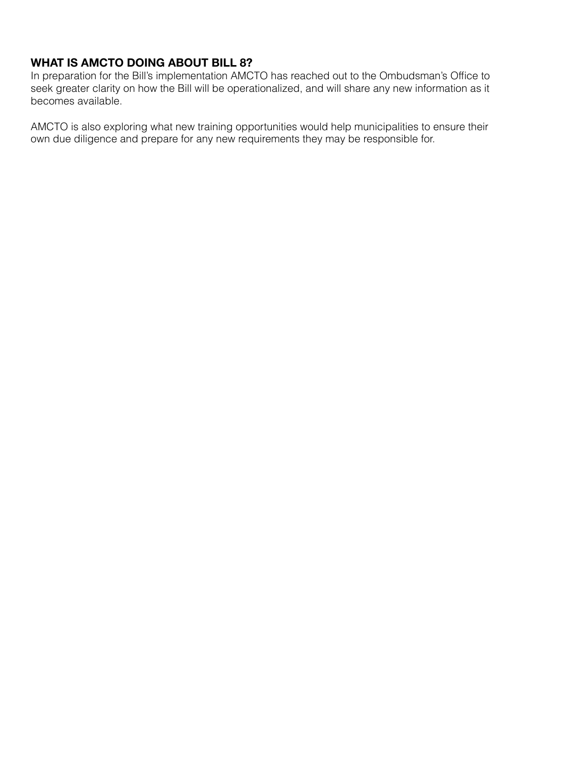## WHAT IS AMCTO DOING ABOUT BILL 8?

In preparation for the Bill's implementation AMCTO has reached out to the Ombudsman's Office to seek greater clarity on how the Bill will be operationalized, and will share any new information as it becomes available.

AMCTO is also exploring what new training opportunities would help municipalities to ensure their own due diligence and prepare for any new requirements they may be responsible for.